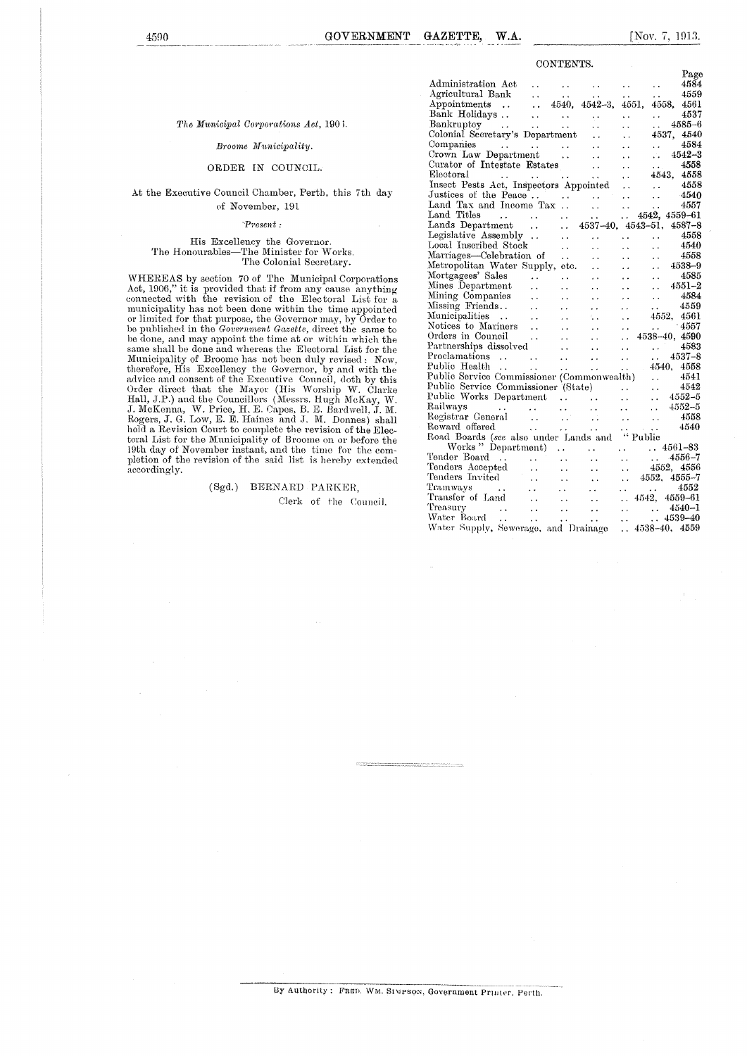*The Municipal Corporations Act,* 1906.

*Broome Municipality.*

ORDER IN COUNCIL.

At the Executive Council Chamber, Perth, this 7th day of November, 191

*Present:*

His Excellency the Governor.
The Honourables—The Minister for Works.
The Colonial Secretary.

WHEREAS by section 70 of The Municipal Corporations Act, 1906," it is provided that if from any cause anything connected with the revision of the Electoral List for a municipality has not been done within the time appointed or limited for that purpose, the Governor may, by Order to be published in the *Government Gazette*, direct the same to be done, and may appoint the time at or within which the same shall be done and whereas the Electoral List for the Municipality of Broome has not been duly revised: Now, therefore, His Excellency the Governor, by and with the advice and consent of the Executive Council, doth by this Order direct that the Mayor (His Worship W. Clarke Hall, J.P.) and the Councillors (Messrs. Hugh McKay, W. J. McKenna, W. Price, H. E. Capes, B. E. Bardwell, J. M. Rogers, J. G. Low, E. E. Haines and J. M. Donnes) shall hold a Revision Court to complete the revision of the Electoral List for the Municipality of Broome on or before the 19th day of November instant, and the time for the completion of the revision of the said list is hereby extended accordingly.

(Sgd.) BERNARD PARKER,
Clerk of the Council.

## CONTENTS.

| | Page |
|---|---|
| Administration Act | 4584 |
| Agricultural Bank | 4559 |
| Appointments | 4540, 4542-3, 4551, 4558, 4561 |
| Bank Holidays | 4537 |
| Bankruptcy | 4585-6 |
| Colonial Secretary's Department | 4537, 4540 |
| Companies | 4584 |
| Crown Law Department | 4542-3 |
| Curator of Intestate Estates | 4558 |
| Electoral | 4543, 4558 |
| Insect Pests Act, Inspectors Appointed | 4558 |
| Justices of the Peace | 4540 |
| Land Tax and Income Tax | 4557 |
| Land Titles | 4542, 4559-61 |
| Lands Department | 4537-40, 4543-51, 4587-8 |
| Legislative Assembly | 4558 |
| Local Inscribed Stock | 4540 |
| Marriages—Celebration of | 4558 |
| Metropolitan Water Supply, etc. | 4538-9 |
| Mortgagees' Sales | 4585 |
| Mines Department | 4551-2 |
| Mining Companies | 4584 |
| Missing Friends | 4559 |
| Municipalities | 4552, 4561 |
| Notices to Mariners | 4557 |
| Orders in Council | 4538-40, 4590 |
| Partnerships dissolved | 4583 |
| Proclamations | 4537-8 |
| Public Health | 4540, 4558 |
| Public Service Commissioner (Commonwealth) | 4541 |
| Public Service Commissioner (State) | 4542 |
| Public Works Department | 4552-5 |
| Railways | 4552-5 |
| Registrar General | 4558 |
| Reward offered | 4540 |
| Road Boards (*see* also under Lands and "Public Works" Department) | 4561-83 |
| Tender Board | 4556-7 |
| Tenders Accepted | 4552, 4556 |
| Tenders Invited | 4552, 4555-7 |
| Tramways | 4552 |
| Transfer of Land | 4542, 4559-61 |
| Treasury | 4540-1 |
| Water Board | 4539-40 |
| Water Supply, Sewerage, and Drainage | 4538-40, 4559 |

By Authority: FRED. WM. SIMPSON, Government Printer, Perth.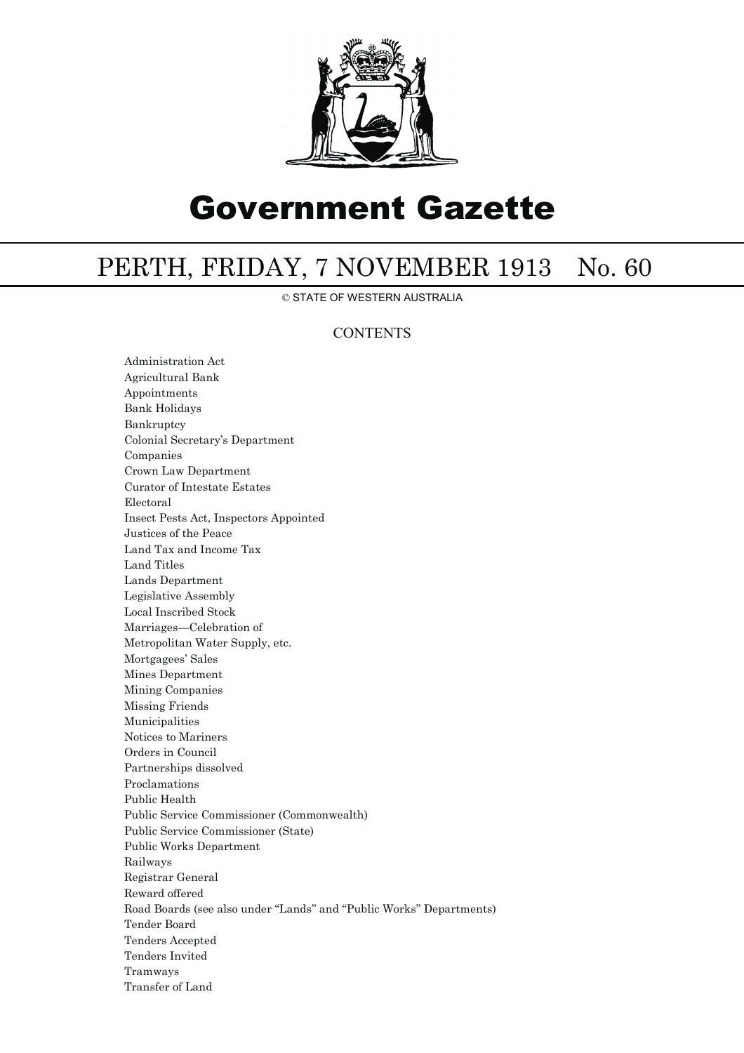# Government Gazette

## PERTH, FRIDAY, 7 NOVEMBER 1913 No. 60

© STATE OF WESTERN AUSTRALIA

### CONTENTS

Administration Act
Agricultural Bank
Appointments
Bank Holidays
Bankruptcy
Colonial Secretary's Department
Companies
Crown Law Department
Curator of Intestate Estates
Electoral
Insect Pests Act, Inspectors Appointed
Justices of the Peace
Land Tax and Income Tax
Land Titles
Lands Department
Legislative Assembly
Local Inscribed Stock
Marriages—Celebration of
Metropolitan Water Supply, etc.
Mortgagees' Sales
Mines Department
Mining Companies
Missing Friends
Municipalities
Notices to Mariners
Orders in Council
Partnerships dissolved
Proclamations
Public Health
Public Service Commissioner (Commonwealth)
Public Service Commissioner (State)
Public Works Department
Railways
Registrar General
Reward offered
Road Boards (see also under "Lands" and "Public Works" Departments)
Tender Board
Tenders Accepted
Tenders Invited
Tramways
Transfer of Land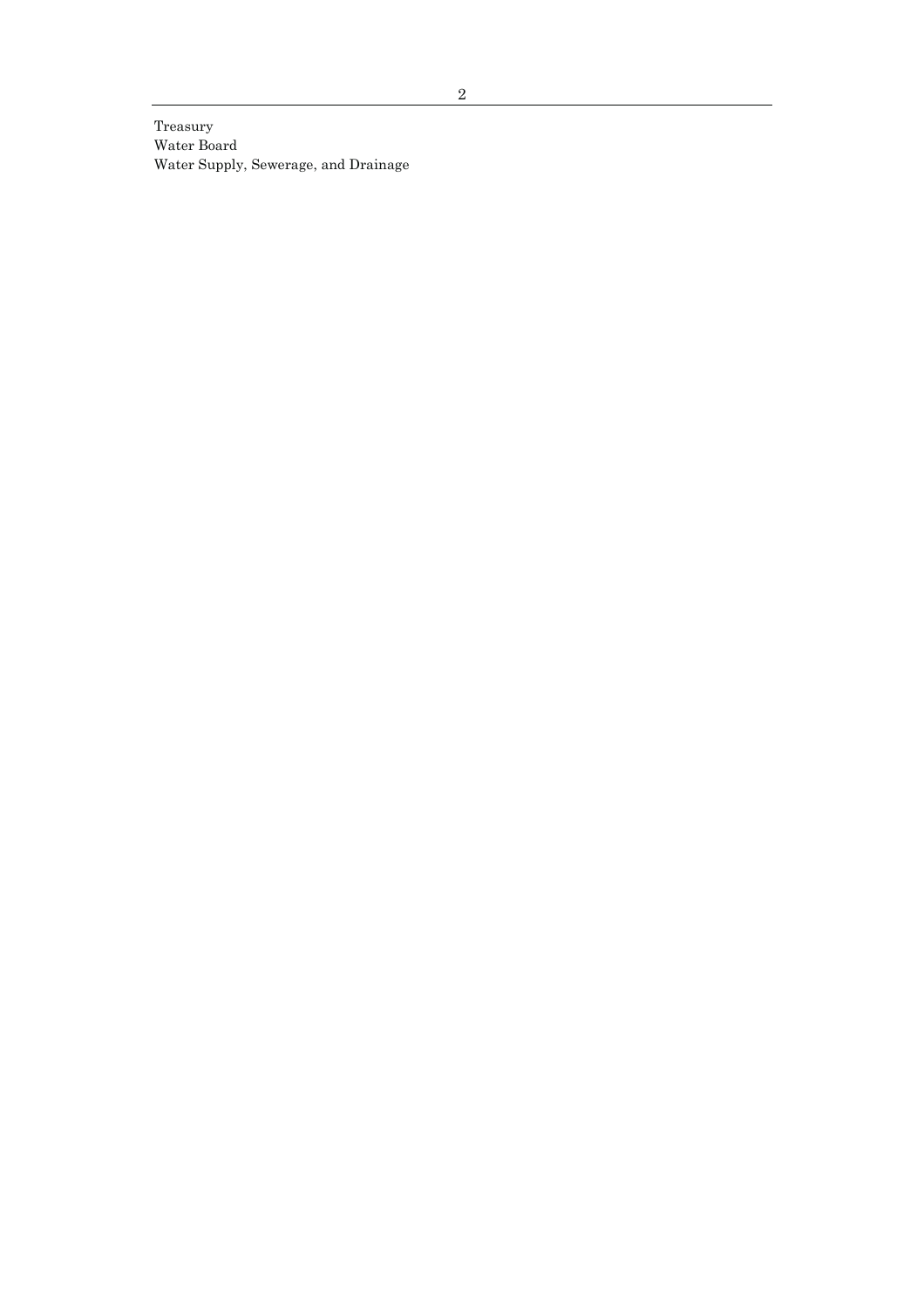Treasury
Water Board
Water Supply, Sewerage, and Drainage